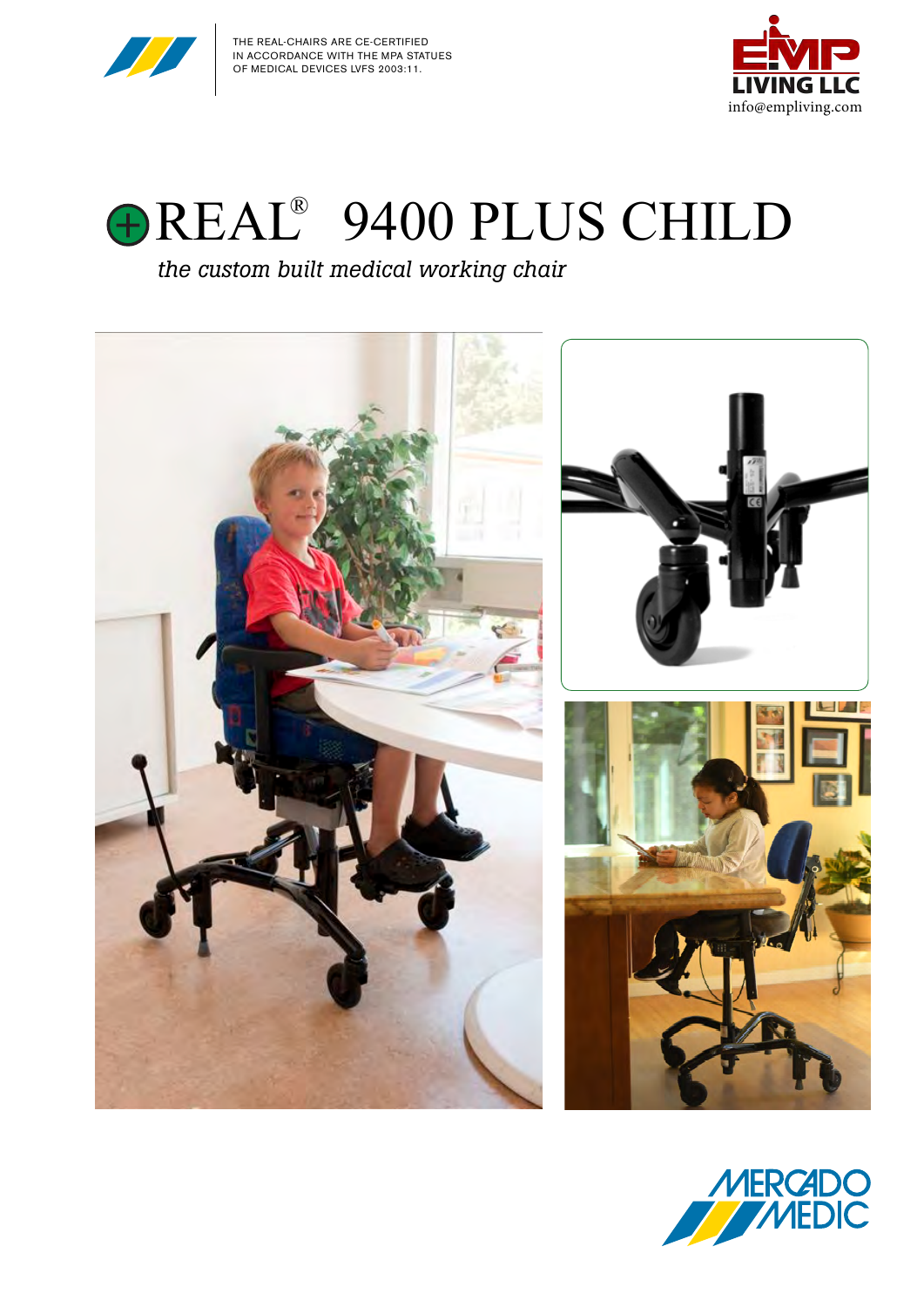THE REAL-CHAIRS ARE CE-CERTIFIED IN ACCORDANCE WITH THE MPA STATUES OF MEDICAL DEVICES LVFS 2003:11.

EMP LIVING LLC
info@empliving.com

# REAL® 9400 PLUS CHILD

*the custom built medical working chair*

MERCADO MEDIC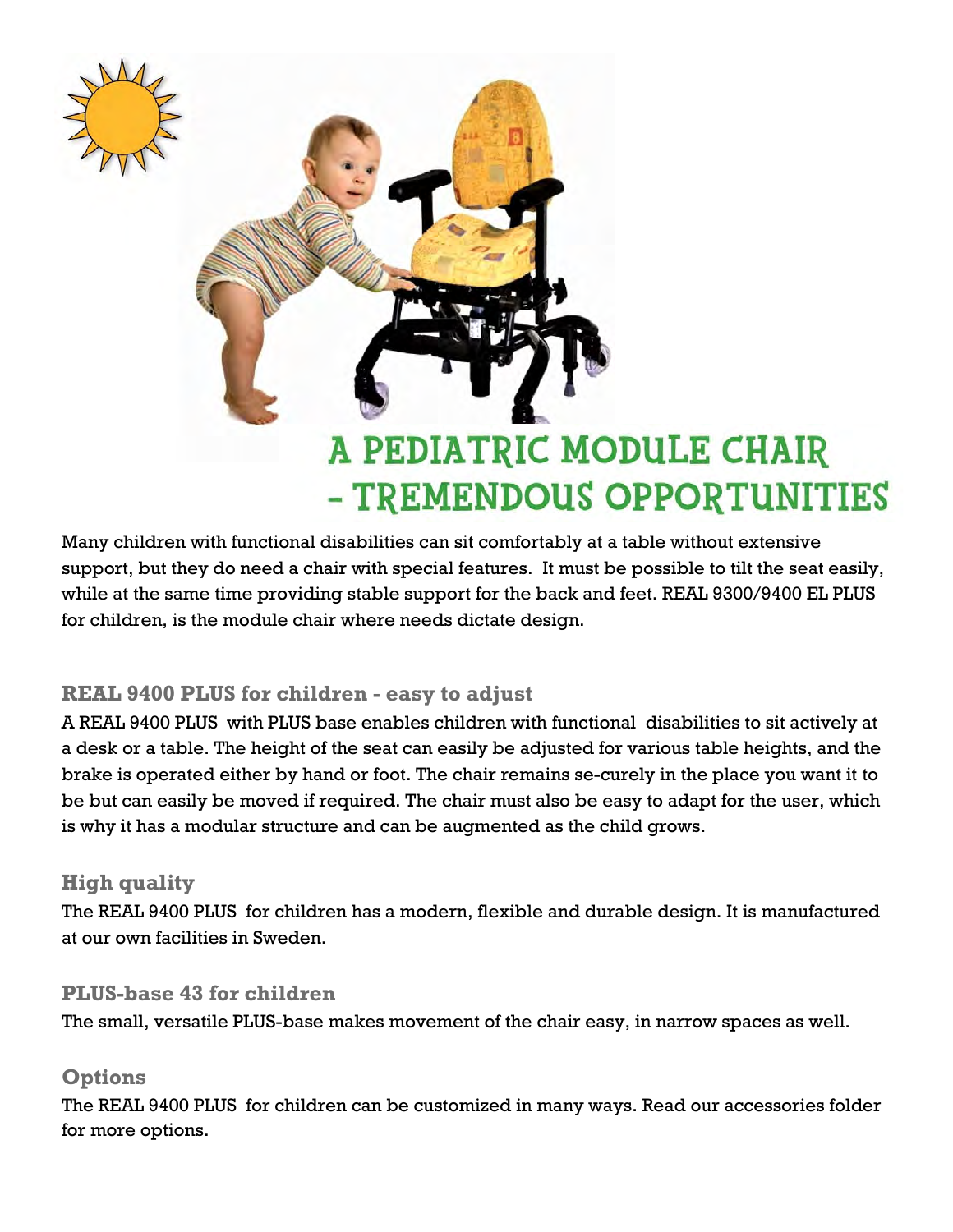# A PEDIATRIC MODULE CHAIR - TREMENDOUS OPPORTUNITIES

Many children with functional disabilities can sit comfortably at a table without extensive support, but they do need a chair with special features. It must be possible to tilt the seat easily, while at the same time providing stable support for the back and feet. REAL 9300/9400 EL PLUS for children, is the module chair where needs dictate design.

## REAL 9400 PLUS for children - easy to adjust

A REAL 9400 PLUS with PLUS base enables children with functional disabilities to sit actively at a desk or a table. The height of the seat can easily be adjusted for various table heights, and the brake is operated either by hand or foot. The chair remains se-curely in the place you want it to be but can easily be moved if required. The chair must also be easy to adapt for the user, which is why it has a modular structure and can be augmented as the child grows.

## High quality

The REAL 9400 PLUS for children has a modern, flexible and durable design. It is manufactured at our own facilities in Sweden.

## PLUS-base 43 for children

The small, versatile PLUS-base makes movement of the chair easy, in narrow spaces as well.

## Options

The REAL 9400 PLUS for children can be customized in many ways. Read our accessories folder for more options.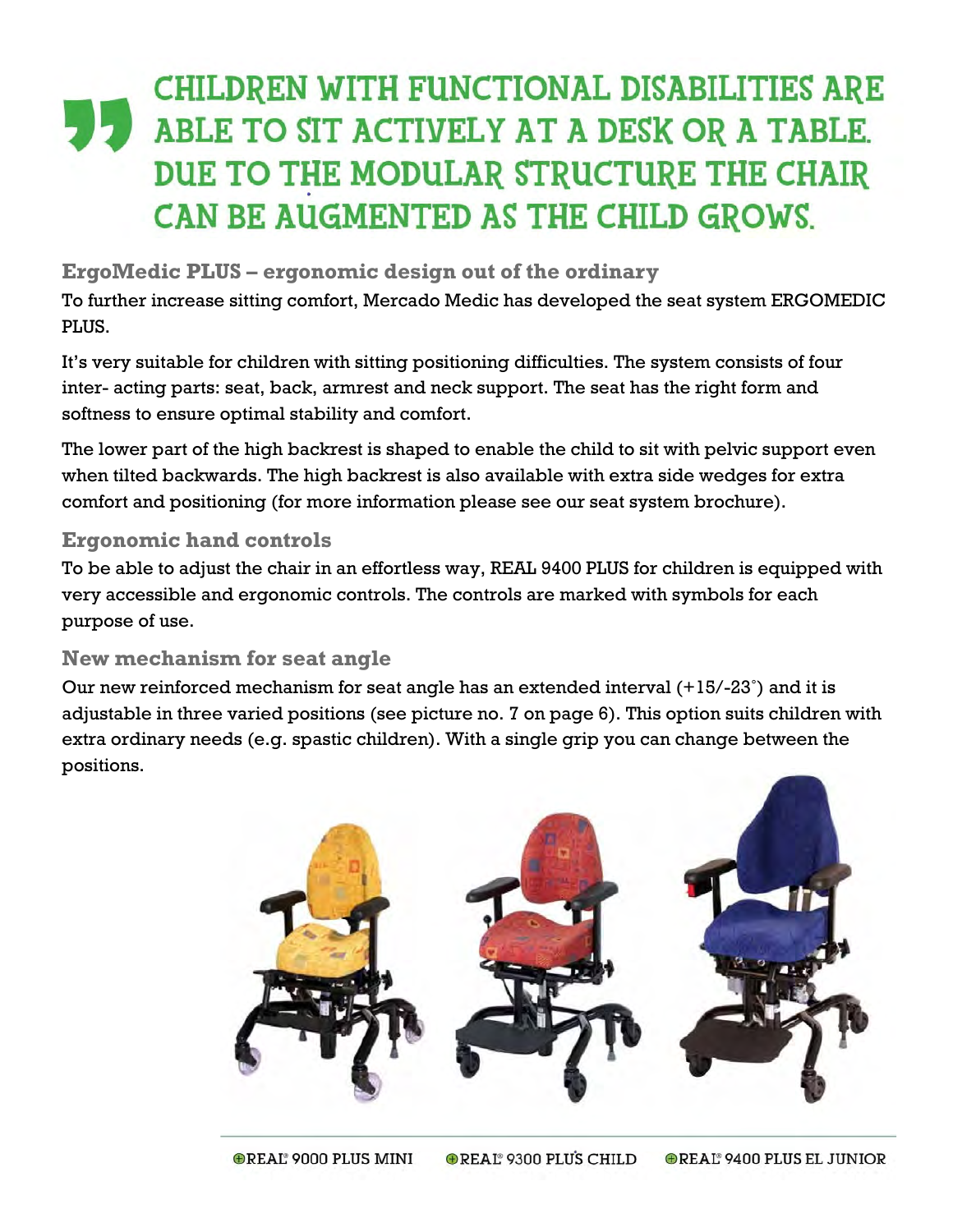> CHILDREN WITH FUNCTIONAL DISABILITIES ARE ABLE TO SIT ACTIVELY AT A DESK OR A TABLE. DUE TO THE MODULAR STRUCTURE THE CHAIR CAN BE AUGMENTED AS THE CHILD GROWS.

### ErgoMedic PLUS – ergonomic design out of the ordinary

To further increase sitting comfort, Mercado Medic has developed the seat system ERGOMEDIC PLUS.

It's very suitable for children with sitting positioning difficulties. The system consists of four inter- acting parts: seat, back, armrest and neck support. The seat has the right form and softness to ensure optimal stability and comfort.

The lower part of the high backrest is shaped to enable the child to sit with pelvic support even when tilted backwards. The high backrest is also available with extra side wedges for extra comfort and positioning (for more information please see our seat system brochure).

### Ergonomic hand controls

To be able to adjust the chair in an effortless way, REAL 9400 PLUS for children is equipped with very accessible and ergonomic controls. The controls are marked with symbols for each purpose of use.

### New mechanism for seat angle

Our new reinforced mechanism for seat angle has an extended interval (+15/-23°) and it is adjustable in three varied positions (see picture no. 7 on page 6). This option suits children with extra ordinary needs (e.g. spastic children). With a single grip you can change between the positions.

REAL® 9000 PLUS MINI REAL® 9300 PLUS CHILD REAL® 9400 PLUS EL JUNIOR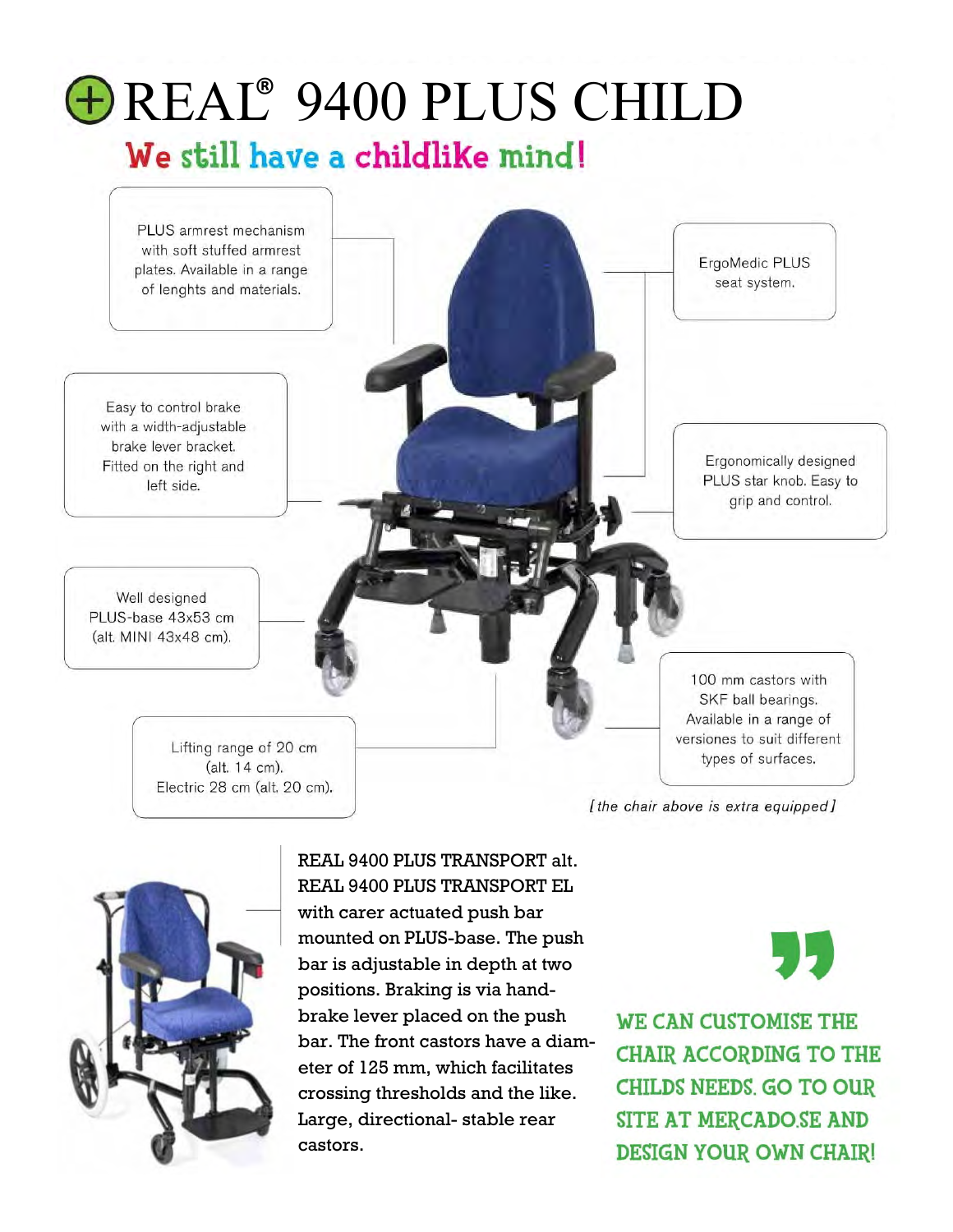# REAL® 9400 PLUS CHILD

## We still have a childlike mind!

PLUS armrest mechanism with soft stuffed armrest plates. Available in a range of lenghts and materials.

ErgoMedic PLUS seat system.

Easy to control brake with a width-adjustable brake lever bracket. Fitted on the right and left side.

Ergonomically designed PLUS star knob. Easy to grip and control.

Well designed PLUS-base 43x53 cm (alt. MINI 43x48 cm).

100 mm castors with SKF ball bearings. Available in a range of versions to suit different types of surfaces.

Lifting range of 20 cm (alt. 14 cm). Electric 28 cm (alt. 20 cm).

*[the chair above is extra equipped]*

REAL 9400 PLUS TRANSPORT alt. REAL 9400 PLUS TRANSPORT EL with carer actuated push bar mounted on PLUS-base. The push bar is adjustable in depth at two positions. Braking is via hand-brake lever placed on the push bar. The front castors have a diameter of 125 mm, which facilitates crossing thresholds and the like. Large, directional- stable rear castors.

**WE CAN CUSTOMISE THE CHAIR ACCORDING TO THE CHILDS NEEDS. GO TO OUR SITE AT MERCADO.SE AND DESIGN YOUR OWN CHAIR!**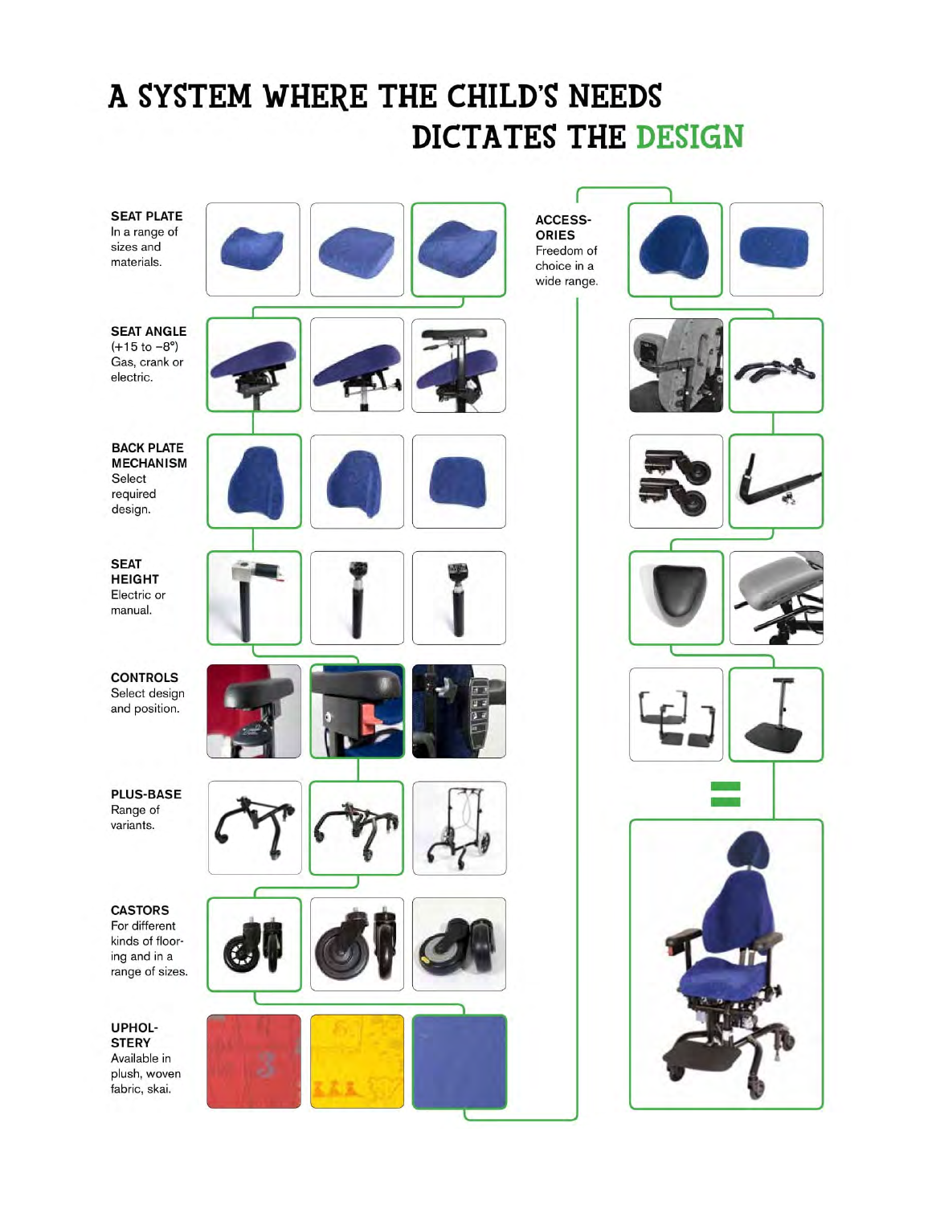# A SYSTEM WHERE THE CHILD'S NEEDS DICTATES THE DESIGN

**SEAT PLATE**
In a range of sizes and materials.

**SEAT ANGLE**
(+15 to −8°)
Gas, crank or electric.

**BACK PLATE MECHANISM**
Select required design.

**SEAT HEIGHT**
Electric or manual.

**CONTROLS**
Select design and position.

**PLUS-BASE**
Range of variants.

**CASTORS**
For different kinds of flooring and in a range of sizes.

**UPHOLSTERY**
Available in plush, woven fabric, skai.

**ACCESSORIES**
Freedom of choice in a wide range.

=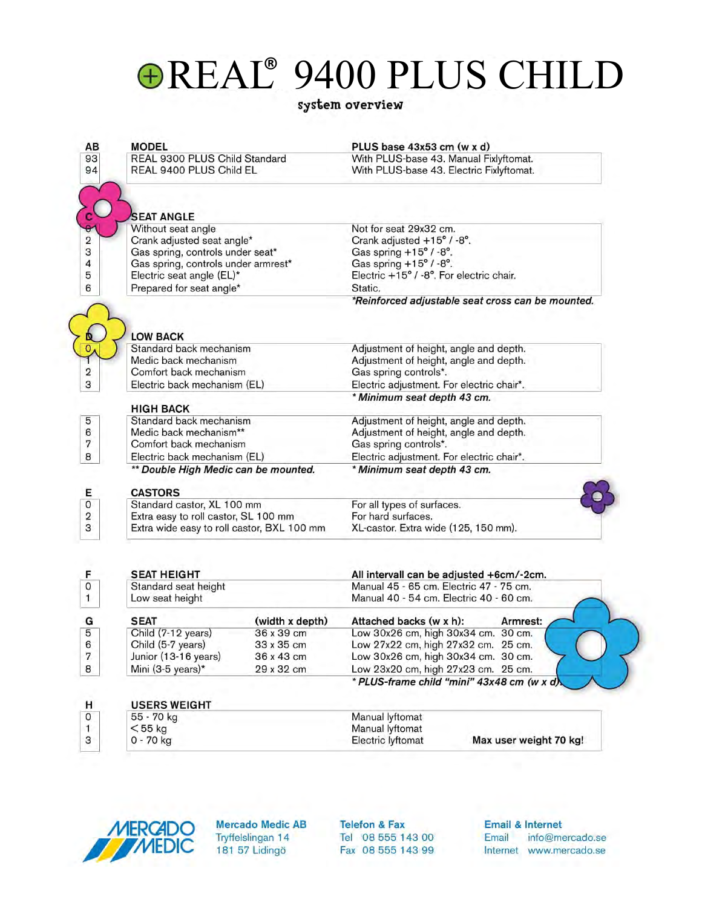# REAL® 9400 PLUS CHILD

system overview

| AB | MODEL | PLUS base 43x53 cm (w x d) |
|---|---|---|
| 93 | REAL 9300 PLUS Child Standard | With PLUS-base 43. Manual Fixlyftomat. |
| 94 | REAL 9400 PLUS Child EL | With PLUS-base 43. Electric Fixlyftomat. |

| C | SEAT ANGLE | |
|---|---|---|
| 0 | Without seat angle | Not for seat 29x32 cm. |
| 2 | Crank adjusted seat angle* | Crank adjusted +15° / -8°. |
| 3 | Gas spring, controls under seat* | Gas spring +15° / -8°. |
| 4 | Gas spring, controls under armrest* | Gas spring +15° / -8°. |
| 5 | Electric seat angle (EL)* | Electric +15° / -8°. For electric chair. |
| 6 | Prepared for seat angle* | Static. |

*\*Reinforced adjustable seat cross can be mounted.*

| D | LOW BACK | |
|---|---|---|
| 0 | Standard back mechanism | Adjustment of height, angle and depth. |
| 1 | Medic back mechanism | Adjustment of height, angle and depth. |
| 2 | Comfort back mechanism | Gas spring controls*. |
| 3 | Electric back mechanism (EL) | Electric adjustment. For electric chair*. |

*\* Minimum seat depth 43 cm.*

| | HIGH BACK | |
|---|---|---|
| 5 | Standard back mechanism | Adjustment of height, angle and depth. |
| 6 | Medic back mechanism** | Adjustment of height, angle and depth. |
| 7 | Comfort back mechanism | Gas spring controls*. |
| 8 | Electric back mechanism (EL) | Electric adjustment. For electric chair*. |

*\*\* Double High Medic can be mounted.* *\* Minimum seat depth 43 cm.*

| E | CASTORS | |
|---|---|---|
| 0 | Standard castor, XL 100 mm | For all types of surfaces. |
| 2 | Extra easy to roll castor, SL 100 mm | For hard surfaces. |
| 3 | Extra wide easy to roll castor, BXL 100 mm | XL-castor. Extra wide (125, 150 mm). |

| F | SEAT HEIGHT | All intervall can be adjusted +6cm/-2cm. |
|---|---|---|
| 0 | Standard seat height | Manual 45 - 65 cm. Electric 47 - 75 cm. |
| 1 | Low seat height | Manual 40 - 54 cm. Electric 40 - 60 cm. |

| G | SEAT | (width x depth) | Attached backs (w x h): | Armrest: |
|---|---|---|---|---|
| 5 | Child (7-12 years) | 36 x 39 cm | Low 30x26 cm, high 30x34 cm. | 30 cm. |
| 6 | Child (5-7 years) | 33 x 35 cm | Low 27x22 cm, high 27x32 cm. | 25 cm. |
| 7 | Junior (13-16 years) | 36 x 43 cm | Low 30x26 cm, high 30x34 cm. | 30 cm. |
| 8 | Mini (3-5 years)* | 29 x 32 cm | Low 23x20 cm, high 27x23 cm. | 25 cm. |

*\* PLUS-frame child "mini" 43x48 cm (w x d).*

| H | USERS WEIGHT | | |
|---|---|---|---|
| 0 | 55 - 70 kg | Manual lyftomat | |
| 1 | < 55 kg | Manual lyftomat | |
| 3 | 0 - 70 kg | Electric lyftomat | **Max user weight 70 kg!** |

MERCADO MEDIC

**Mercado Medic AB**
Tryffelslingan 14
181 57 Lidingö

**Telefon & Fax**
Tel 08 555 143 00
Fax 08 555 143 99

**Email & Internet**
Email info@mercado.se
Internet www.mercado.se